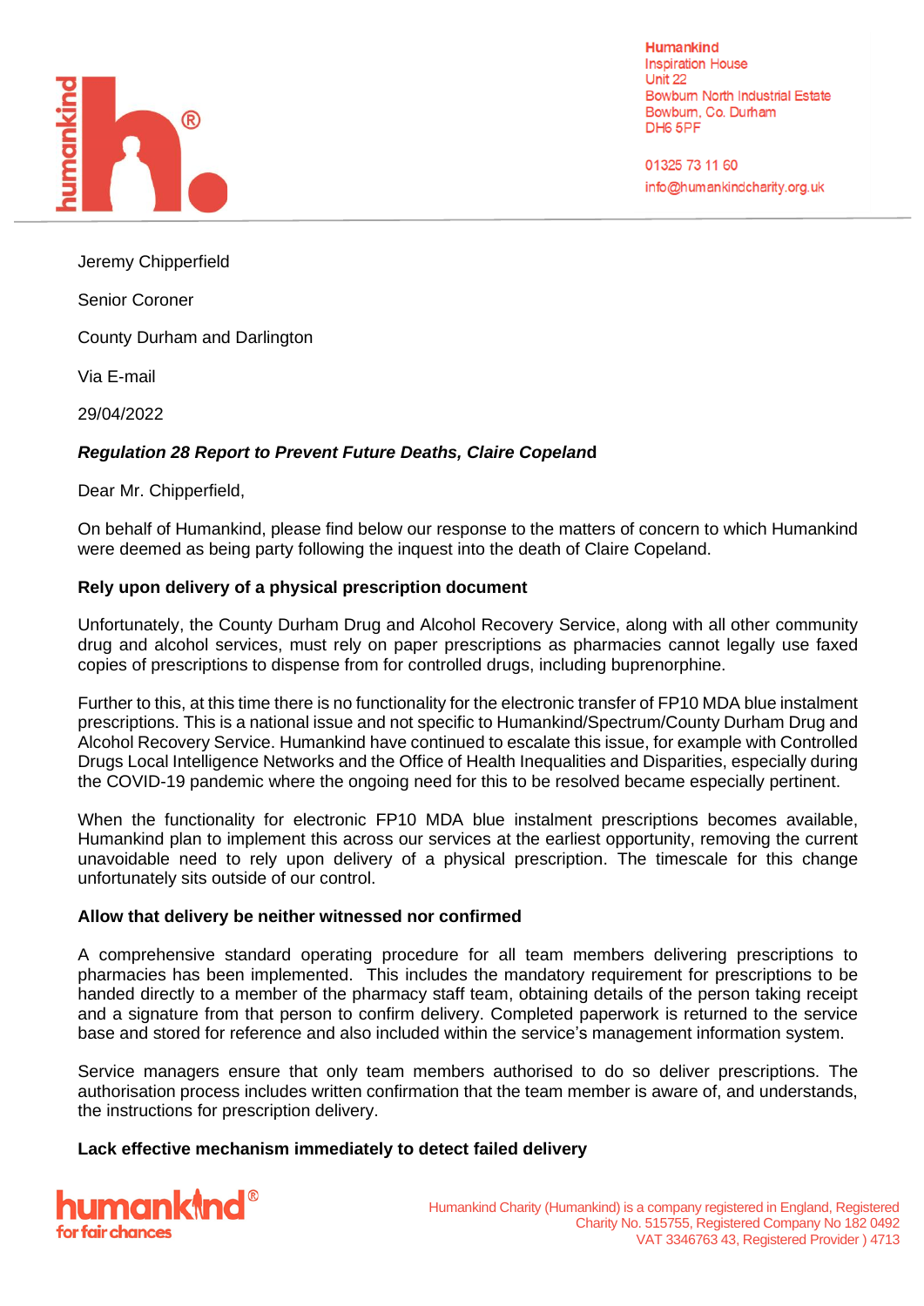Humankind
Inspiration House
Unit 22
Bowburn North Industrial Estate
Bowburn, Co. Durham
DH6 5PF

01325 73 11 60
info@humankindcharity.org.uk

Jeremy Chipperfield

Senior Coroner

County Durham and Darlington

Via E-mail

29/04/2022

***Regulation 28 Report to Prevent Future Deaths, Claire Copeland***

Dear Mr. Chipperfield,

On behalf of Humankind, please find below our response to the matters of concern to which Humankind were deemed as being party following the inquest into the death of Claire Copeland.

**Rely upon delivery of a physical prescription document**

Unfortunately, the County Durham Drug and Alcohol Recovery Service, along with all other community drug and alcohol services, must rely on paper prescriptions as pharmacies cannot legally use faxed copies of prescriptions to dispense from for controlled drugs, including buprenorphine.

Further to this, at this time there is no functionality for the electronic transfer of FP10 MDA blue instalment prescriptions. This is a national issue and not specific to Humankind/Spectrum/County Durham Drug and Alcohol Recovery Service. Humankind have continued to escalate this issue, for example with Controlled Drugs Local Intelligence Networks and the Office of Health Inequalities and Disparities, especially during the COVID-19 pandemic where the ongoing need for this to be resolved became especially pertinent.

When the functionality for electronic FP10 MDA blue instalment prescriptions becomes available, Humankind plan to implement this across our services at the earliest opportunity, removing the current unavoidable need to rely upon delivery of a physical prescription. The timescale for this change unfortunately sits outside of our control.

**Allow that delivery be neither witnessed nor confirmed**

A comprehensive standard operating procedure for all team members delivering prescriptions to pharmacies has been implemented. This includes the mandatory requirement for prescriptions to be handed directly to a member of the pharmacy staff team, obtaining details of the person taking receipt and a signature from that person to confirm delivery. Completed paperwork is returned to the service base and stored for reference and also included within the service's management information system.

Service managers ensure that only team members authorised to do so deliver prescriptions. The authorisation process includes written confirmation that the team member is aware of, and understands, the instructions for prescription delivery.

**Lack effective mechanism immediately to detect failed delivery**

Humankind Charity (Humankind) is a company registered in England, Registered Charity No. 515755, Registered Company No 182 0492 VAT 3346763 43, Registered Provider ) 4713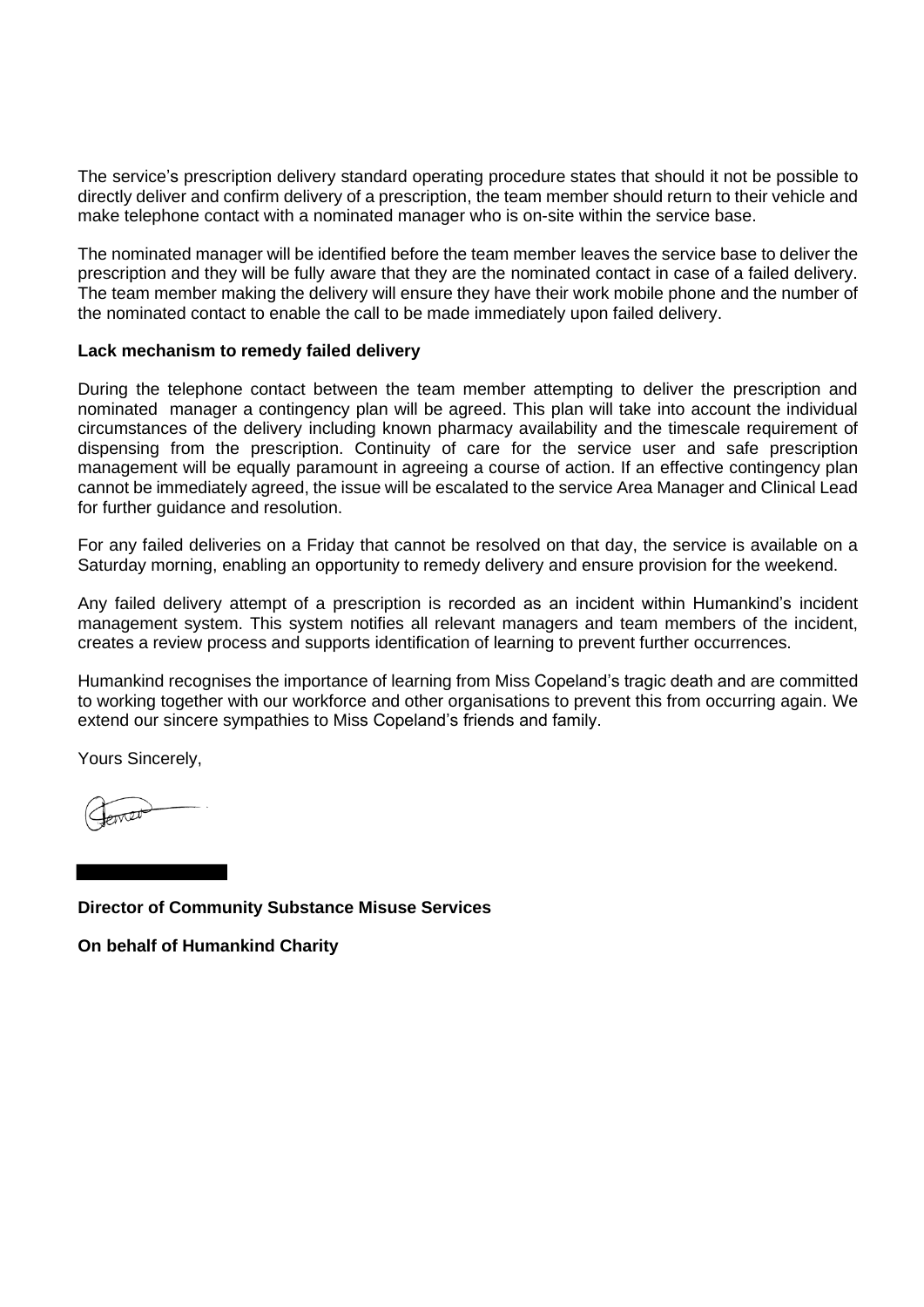The service's prescription delivery standard operating procedure states that should it not be possible to directly deliver and confirm delivery of a prescription, the team member should return to their vehicle and make telephone contact with a nominated manager who is on-site within the service base.

The nominated manager will be identified before the team member leaves the service base to deliver the prescription and they will be fully aware that they are the nominated contact in case of a failed delivery. The team member making the delivery will ensure they have their work mobile phone and the number of the nominated contact to enable the call to be made immediately upon failed delivery.

**Lack mechanism to remedy failed delivery**

During the telephone contact between the team member attempting to deliver the prescription and nominated manager a contingency plan will be agreed. This plan will take into account the individual circumstances of the delivery including known pharmacy availability and the timescale requirement of dispensing from the prescription. Continuity of care for the service user and safe prescription management will be equally paramount in agreeing a course of action. If an effective contingency plan cannot be immediately agreed, the issue will be escalated to the service Area Manager and Clinical Lead for further guidance and resolution.

For any failed deliveries on a Friday that cannot be resolved on that day, the service is available on a Saturday morning, enabling an opportunity to remedy delivery and ensure provision for the weekend.

Any failed delivery attempt of a prescription is recorded as an incident within Humankind's incident management system. This system notifies all relevant managers and team members of the incident, creates a review process and supports identification of learning to prevent further occurrences.

Humankind recognises the importance of learning from Miss Copeland's tragic death and are committed to working together with our workforce and other organisations to prevent this from occurring again. We extend our sincere sympathies to Miss Copeland's friends and family.

Yours Sincerely,

**Director of Community Substance Misuse Services**

**On behalf of Humankind Charity**